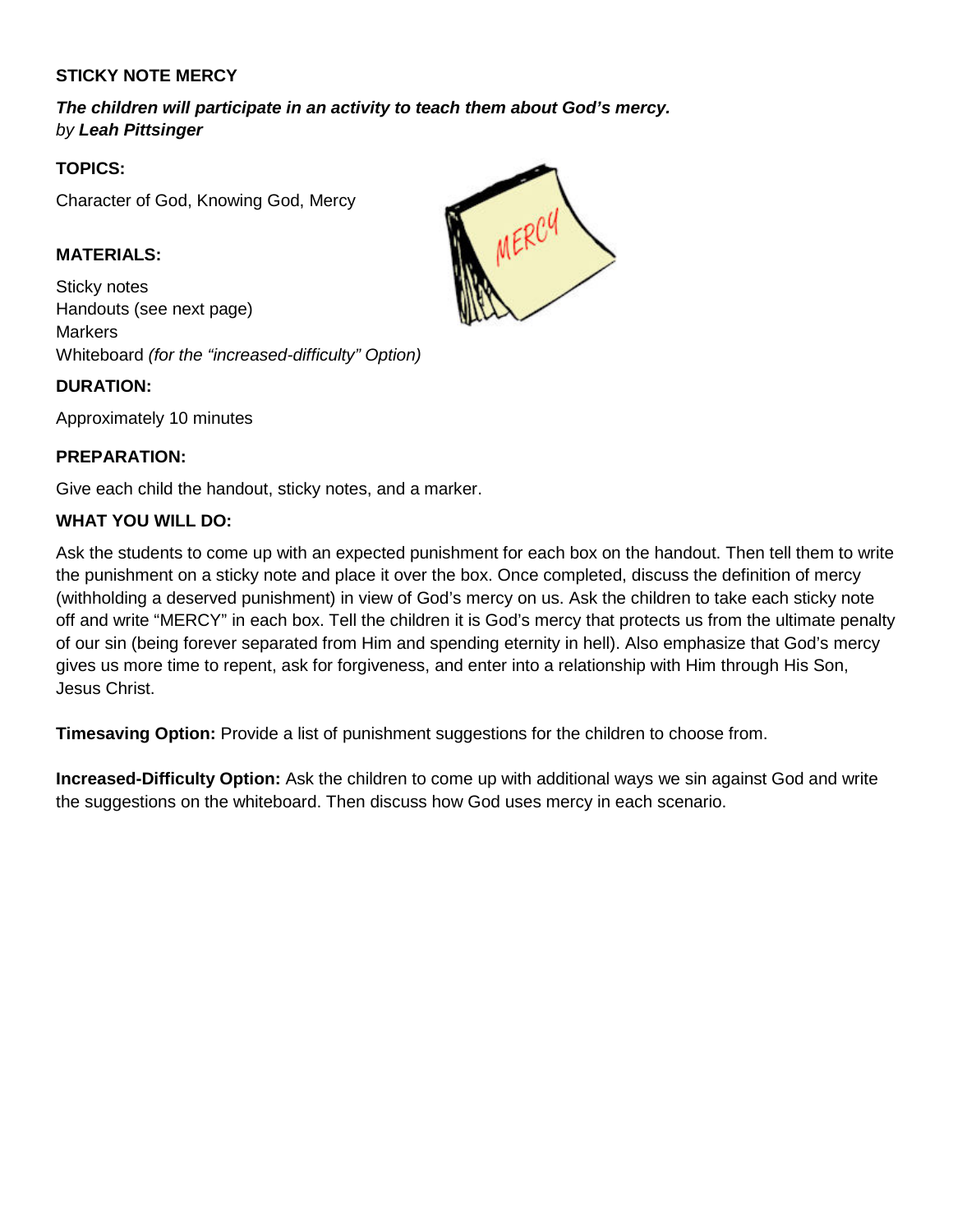**STICKY NOTE MERCY**

***The children will participate in an activity to teach them about God's mercy.***
*by* ***Leah Pittsinger***

**TOPICS:**

Character of God, Knowing God, Mercy

**MATERIALS:**

Sticky notes
Handouts (see next page)
Markers
Whiteboard *(for the "increased-difficulty" Option)*

**DURATION:**

Approximately 10 minutes

**PREPARATION:**

Give each child the handout, sticky notes, and a marker.

**WHAT YOU WILL DO:**

Ask the students to come up with an expected punishment for each box on the handout. Then tell them to write the punishment on a sticky note and place it over the box. Once completed, discuss the definition of mercy (withholding a deserved punishment) in view of God's mercy on us. Ask the children to take each sticky note off and write "MERCY" in each box. Tell the children it is God's mercy that protects us from the ultimate penalty of our sin (being forever separated from Him and spending eternity in hell). Also emphasize that God's mercy gives us more time to repent, ask for forgiveness, and enter into a relationship with Him through His Son, Jesus Christ.

**Timesaving Option:** Provide a list of punishment suggestions for the children to choose from.

**Increased-Difficulty Option:** Ask the children to come up with additional ways we sin against God and write the suggestions on the whiteboard. Then discuss how God uses mercy in each scenario.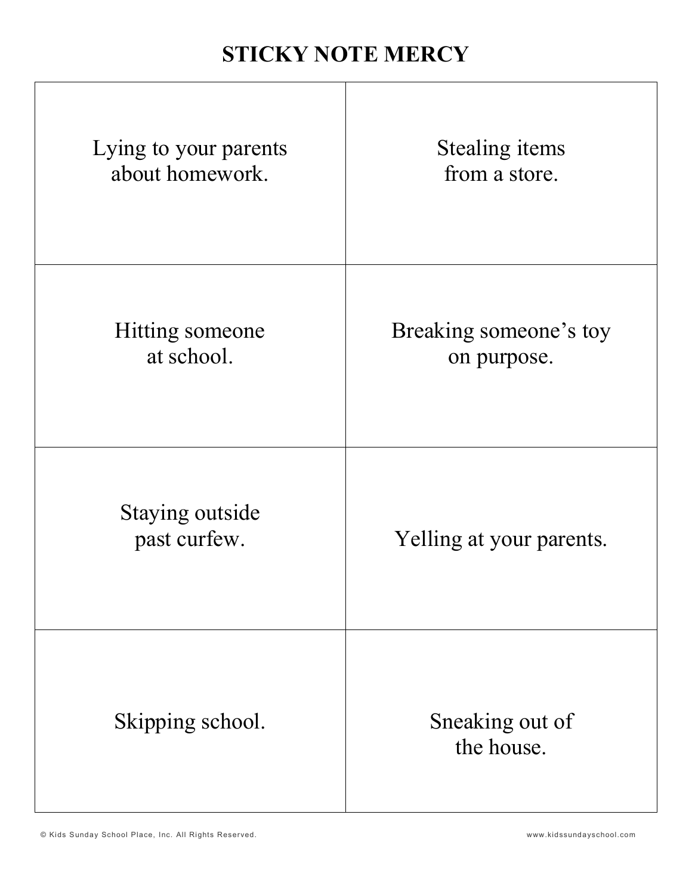# STICKY NOTE MERCY

| | |
|---|---|
| Lying to your parents about homework. | Stealing items from a store. |
| Hitting someone at school. | Breaking someone's toy on purpose. |
| Staying outside past curfew. | Yelling at your parents. |
| Skipping school. | Sneaking out of the house. |

© Kids Sunday School Place, Inc. All Rights Reserved. www.kidssundayschool.com